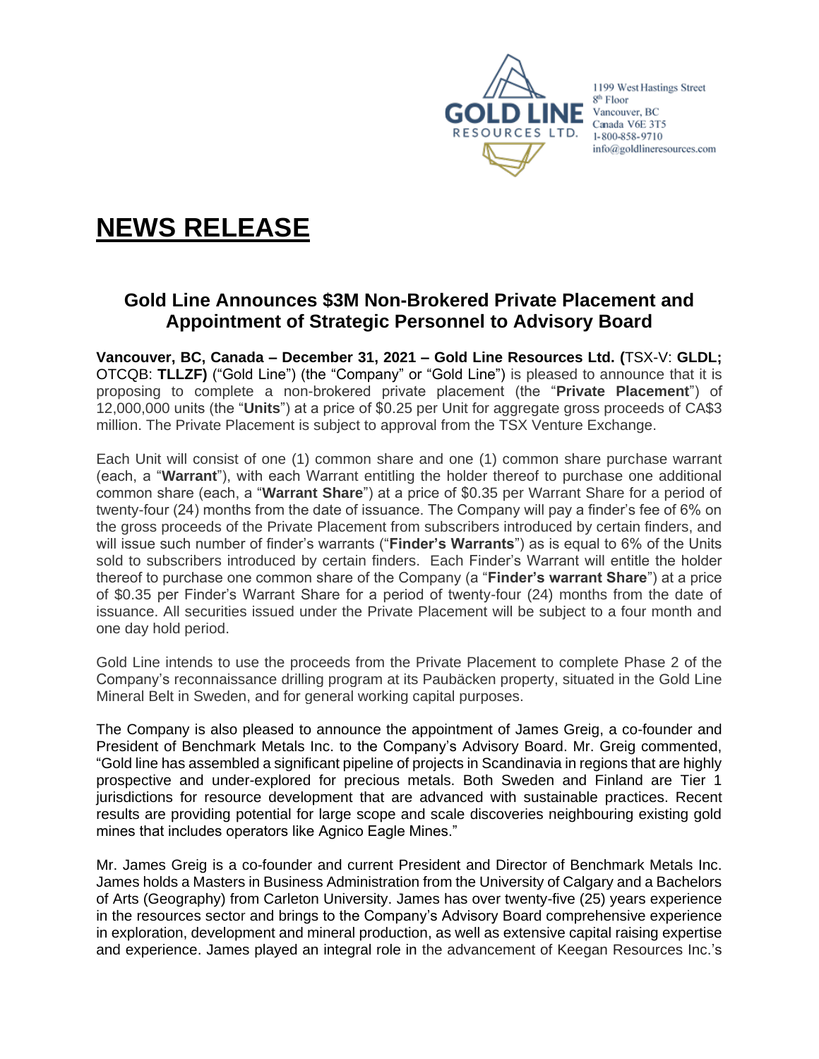GOLD LINE RESOURCES LTD.

1199 West Hastings Street
8th Floor
Vancouver, BC
Canada V6E 3T5
1-800-858-9710
info@goldlineresources.com

# NEWS RELEASE

## Gold Line Announces $3M Non-Brokered Private Placement and Appointment of Strategic Personnel to Advisory Board

**Vancouver, BC, Canada – December 31, 2021 – Gold Line Resources Ltd. (**TSX-V: **GLDL;** OTCQB: **TLLZF)** ("Gold Line") (the "Company" or "Gold Line") is pleased to announce that it is proposing to complete a non-brokered private placement (the "**Private Placement**") of 12,000,000 units (the "**Units**") at a price of $0.25 per Unit for aggregate gross proceeds of CA$3 million. The Private Placement is subject to approval from the TSX Venture Exchange.

Each Unit will consist of one (1) common share and one (1) common share purchase warrant (each, a "**Warrant**"), with each Warrant entitling the holder thereof to purchase one additional common share (each, a "**Warrant Share**") at a price of $0.35 per Warrant Share for a period of twenty-four (24) months from the date of issuance. The Company will pay a finder's fee of 6% on the gross proceeds of the Private Placement from subscribers introduced by certain finders, and will issue such number of finder's warrants ("**Finder's Warrants**") as is equal to 6% of the Units sold to subscribers introduced by certain finders. Each Finder's Warrant will entitle the holder thereof to purchase one common share of the Company (a "**Finder's warrant Share**") at a price of $0.35 per Finder's Warrant Share for a period of twenty-four (24) months from the date of issuance. All securities issued under the Private Placement will be subject to a four month and one day hold period.

Gold Line intends to use the proceeds from the Private Placement to complete Phase 2 of the Company's reconnaissance drilling program at its Paubäcken property, situated in the Gold Line Mineral Belt in Sweden, and for general working capital purposes.

The Company is also pleased to announce the appointment of James Greig, a co-founder and President of Benchmark Metals Inc. to the Company's Advisory Board. Mr. Greig commented, "Gold line has assembled a significant pipeline of projects in Scandinavia in regions that are highly prospective and under-explored for precious metals. Both Sweden and Finland are Tier 1 jurisdictions for resource development that are advanced with sustainable practices. Recent results are providing potential for large scope and scale discoveries neighbouring existing gold mines that includes operators like Agnico Eagle Mines."

Mr. James Greig is a co-founder and current President and Director of Benchmark Metals Inc. James holds a Masters in Business Administration from the University of Calgary and a Bachelors of Arts (Geography) from Carleton University. James has over twenty-five (25) years experience in the resources sector and brings to the Company's Advisory Board comprehensive experience in exploration, development and mineral production, as well as extensive capital raising expertise and experience. James played an integral role in the advancement of Keegan Resources Inc.'s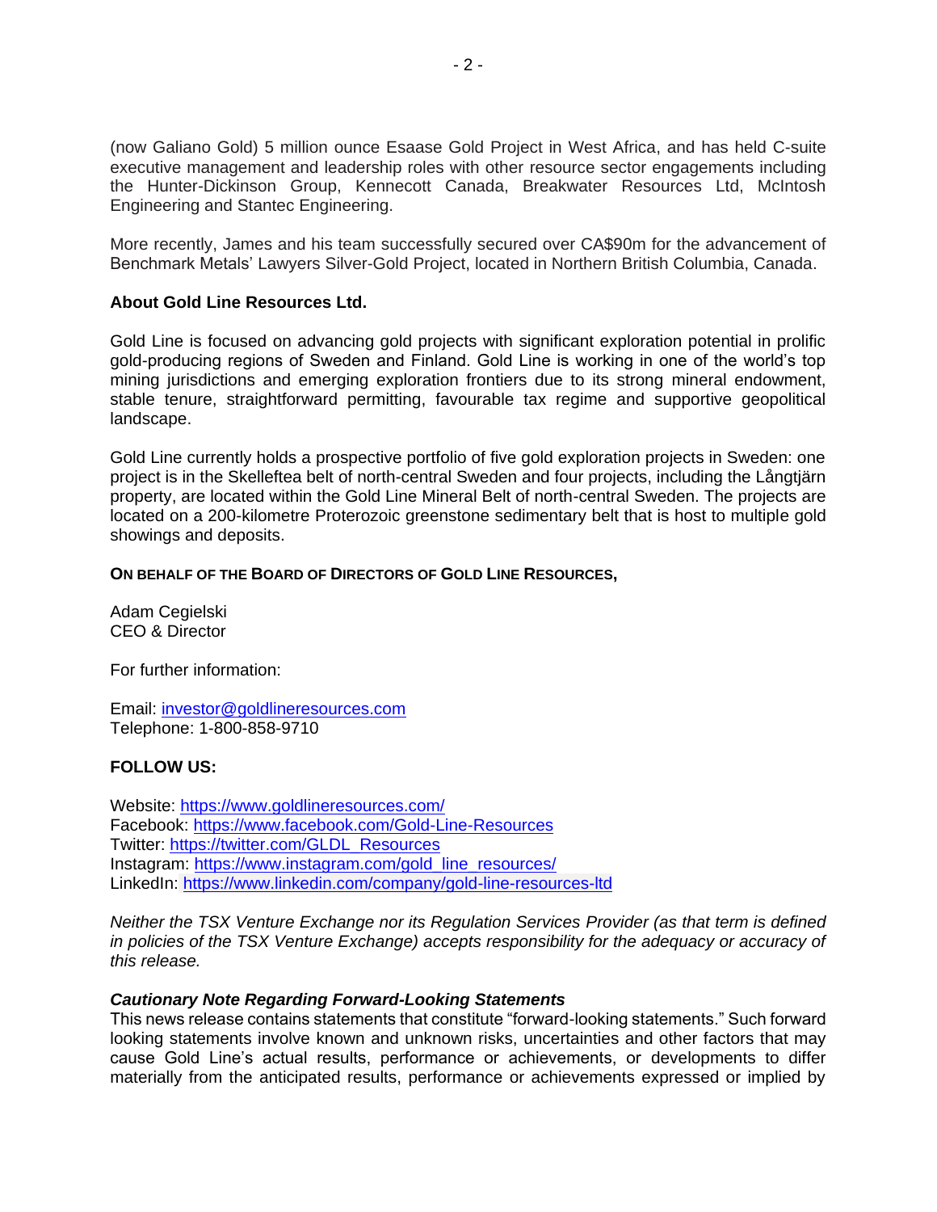(now Galiano Gold) 5 million ounce Esaase Gold Project in West Africa, and has held C-suite executive management and leadership roles with other resource sector engagements including the Hunter-Dickinson Group, Kennecott Canada, Breakwater Resources Ltd, McIntosh Engineering and Stantec Engineering.

More recently, James and his team successfully secured over CA$90m for the advancement of Benchmark Metals' Lawyers Silver-Gold Project, located in Northern British Columbia, Canada.

**About Gold Line Resources Ltd.**

Gold Line is focused on advancing gold projects with significant exploration potential in prolific gold-producing regions of Sweden and Finland. Gold Line is working in one of the world's top mining jurisdictions and emerging exploration frontiers due to its strong mineral endowment, stable tenure, straightforward permitting, favourable tax regime and supportive geopolitical landscape.

Gold Line currently holds a prospective portfolio of five gold exploration projects in Sweden: one project is in the Skelleftea belt of north-central Sweden and four projects, including the Långtjärn property, are located within the Gold Line Mineral Belt of north-central Sweden. The projects are located on a 200-kilometre Proterozoic greenstone sedimentary belt that is host to multiple gold showings and deposits.

**ON BEHALF OF THE BOARD OF DIRECTORS OF GOLD LINE RESOURCES,**

Adam Cegielski
CEO & Director

For further information:

Email: investor@goldlineresources.com
Telephone: 1-800-858-9710

**FOLLOW US:**

Website: https://www.goldlineresources.com/
Facebook: https://www.facebook.com/Gold-Line-Resources
Twitter: https://twitter.com/GLDL_Resources
Instagram: https://www.instagram.com/gold_line_resources/
LinkedIn: https://www.linkedin.com/company/gold-line-resources-ltd

*Neither the TSX Venture Exchange nor its Regulation Services Provider (as that term is defined in policies of the TSX Venture Exchange) accepts responsibility for the adequacy or accuracy of this release.*

***Cautionary Note Regarding Forward-Looking Statements***

This news release contains statements that constitute "forward-looking statements." Such forward looking statements involve known and unknown risks, uncertainties and other factors that may cause Gold Line's actual results, performance or achievements, or developments to differ materially from the anticipated results, performance or achievements expressed or implied by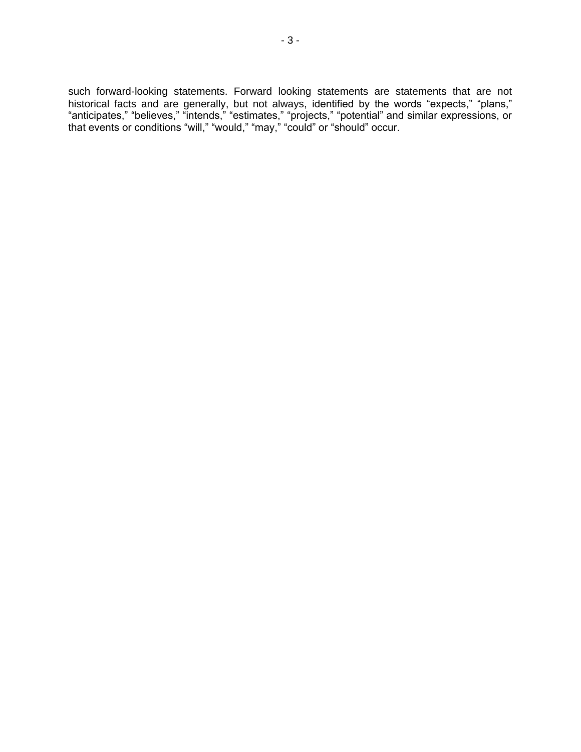such forward-looking statements. Forward looking statements are statements that are not historical facts and are generally, but not always, identified by the words “expects,” “plans,” “anticipates,” “believes,” “intends,” “estimates,” “projects,” “potential” and similar expressions, or that events or conditions “will,” “would,” “may,” “could” or “should” occur.